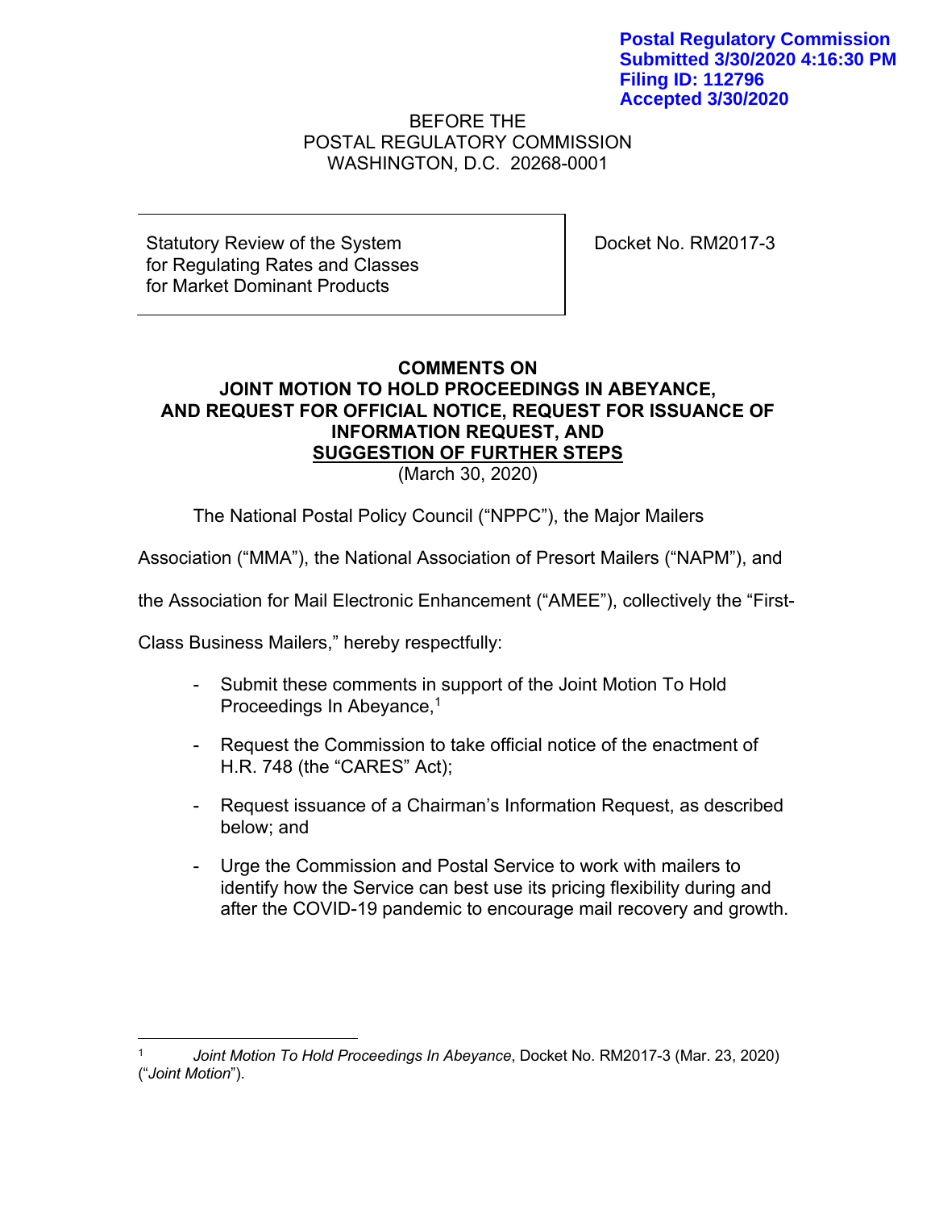Postal Regulatory Commission
Submitted 3/30/2020 4:16:30 PM
Filing ID: 112796
Accepted 3/30/2020

BEFORE THE
POSTAL REGULATORY COMMISSION
WASHINGTON, D.C. 20268-0001

| | |
|---|---|
| Statutory Review of the System for Regulating Rates and Classes for Market Dominant Products | Docket No. RM2017-3 |

**COMMENTS ON**
**JOINT MOTION TO HOLD PROCEEDINGS IN ABEYANCE, AND REQUEST FOR OFFICIAL NOTICE, REQUEST FOR ISSUANCE OF INFORMATION REQUEST, AND**
**SUGGESTION OF FURTHER STEPS**
(March 30, 2020)

The National Postal Policy Council ("NPPC"), the Major Mailers Association ("MMA"), the National Association of Presort Mailers ("NAPM"), and the Association for Mail Electronic Enhancement ("AMEE"), collectively the "First-Class Business Mailers," hereby respectfully:

- Submit these comments in support of the Joint Motion To Hold Proceedings In Abeyance,[1]
- Request the Commission to take official notice of the enactment of H.R. 748 (the "CARES" Act);
- Request issuance of a Chairman's Information Request, as described below; and
- Urge the Commission and Postal Service to work with mailers to identify how the Service can best use its pricing flexibility during and after the COVID-19 pandemic to encourage mail recovery and growth.

[1] *Joint Motion To Hold Proceedings In Abeyance*, Docket No. RM2017-3 (Mar. 23, 2020) ("*Joint Motion*").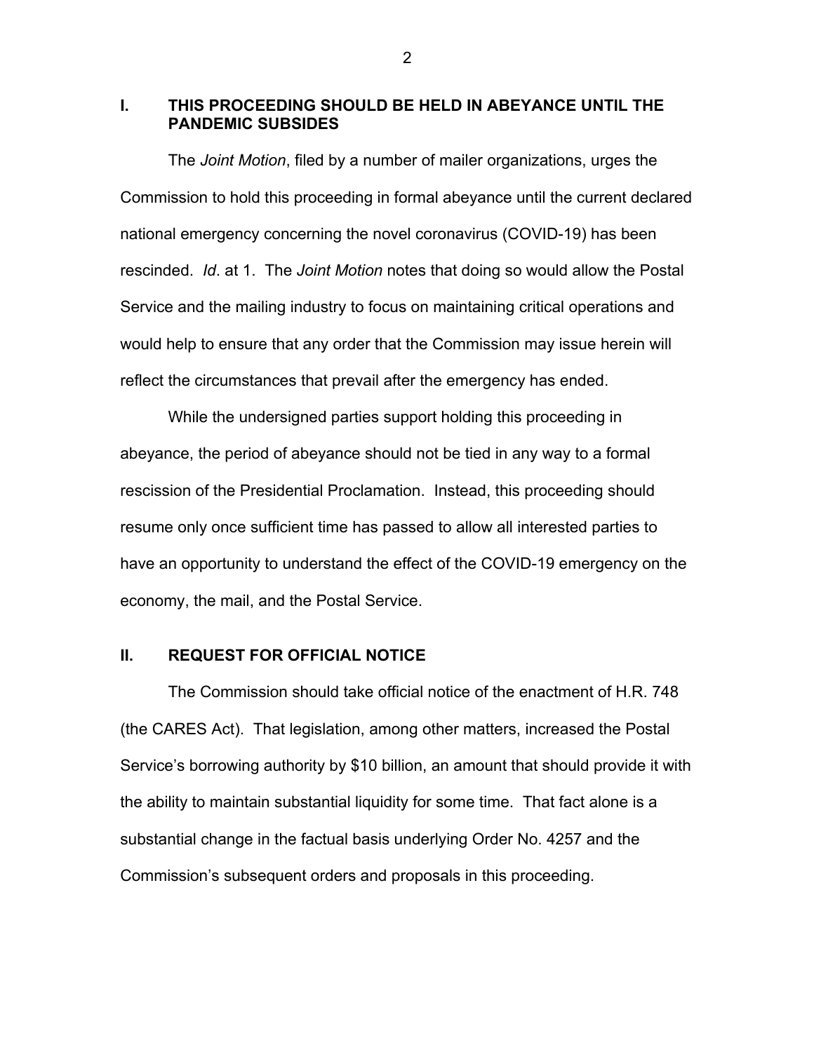## I. THIS PROCEEDING SHOULD BE HELD IN ABEYANCE UNTIL THE PANDEMIC SUBSIDES

The *Joint Motion*, filed by a number of mailer organizations, urges the Commission to hold this proceeding in formal abeyance until the current declared national emergency concerning the novel coronavirus (COVID-19) has been rescinded. *Id*. at 1. The *Joint Motion* notes that doing so would allow the Postal Service and the mailing industry to focus on maintaining critical operations and would help to ensure that any order that the Commission may issue herein will reflect the circumstances that prevail after the emergency has ended.

While the undersigned parties support holding this proceeding in abeyance, the period of abeyance should not be tied in any way to a formal rescission of the Presidential Proclamation. Instead, this proceeding should resume only once sufficient time has passed to allow all interested parties to have an opportunity to understand the effect of the COVID-19 emergency on the economy, the mail, and the Postal Service.

## II. REQUEST FOR OFFICIAL NOTICE

The Commission should take official notice of the enactment of H.R. 748 (the CARES Act). That legislation, among other matters, increased the Postal Service's borrowing authority by $10 billion, an amount that should provide it with the ability to maintain substantial liquidity for some time. That fact alone is a substantial change in the factual basis underlying Order No. 4257 and the Commission's subsequent orders and proposals in this proceeding.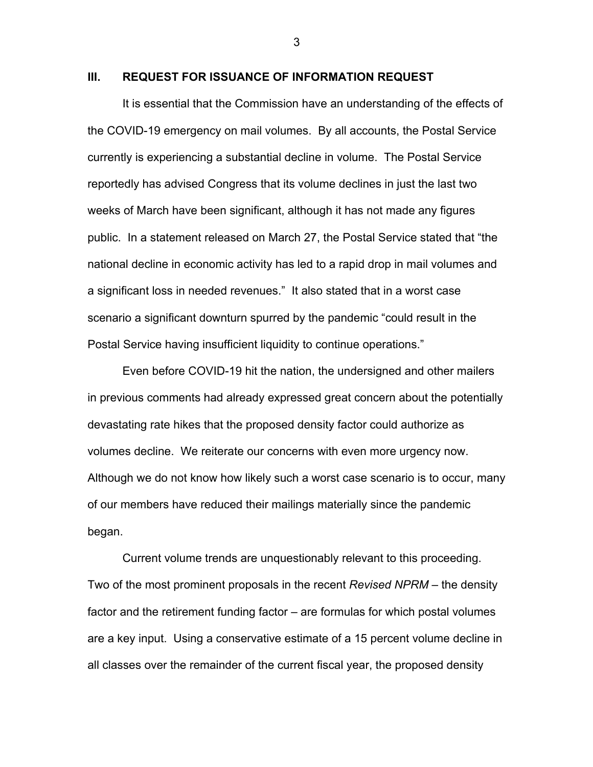## III. REQUEST FOR ISSUANCE OF INFORMATION REQUEST

It is essential that the Commission have an understanding of the effects of the COVID-19 emergency on mail volumes. By all accounts, the Postal Service currently is experiencing a substantial decline in volume. The Postal Service reportedly has advised Congress that its volume declines in just the last two weeks of March have been significant, although it has not made any figures public. In a statement released on March 27, the Postal Service stated that "the national decline in economic activity has led to a rapid drop in mail volumes and a significant loss in needed revenues." It also stated that in a worst case scenario a significant downturn spurred by the pandemic "could result in the Postal Service having insufficient liquidity to continue operations."

Even before COVID-19 hit the nation, the undersigned and other mailers in previous comments had already expressed great concern about the potentially devastating rate hikes that the proposed density factor could authorize as volumes decline. We reiterate our concerns with even more urgency now. Although we do not know how likely such a worst case scenario is to occur, many of our members have reduced their mailings materially since the pandemic began.

Current volume trends are unquestionably relevant to this proceeding. Two of the most prominent proposals in the recent *Revised NPRM* – the density factor and the retirement funding factor – are formulas for which postal volumes are a key input. Using a conservative estimate of a 15 percent volume decline in all classes over the remainder of the current fiscal year, the proposed density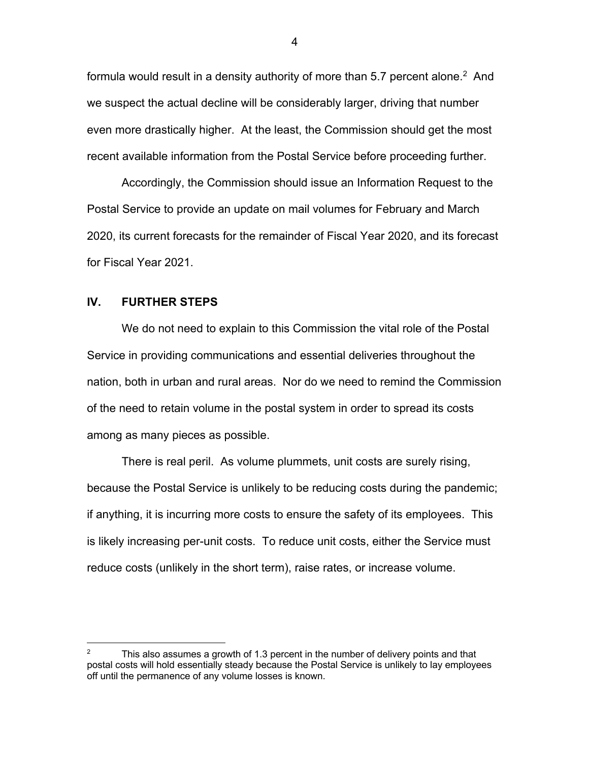formula would result in a density authority of more than 5.7 percent alone.[2] And we suspect the actual decline will be considerably larger, driving that number even more drastically higher. At the least, the Commission should get the most recent available information from the Postal Service before proceeding further.

Accordingly, the Commission should issue an Information Request to the Postal Service to provide an update on mail volumes for February and March 2020, its current forecasts for the remainder of Fiscal Year 2020, and its forecast for Fiscal Year 2021.

## IV. FURTHER STEPS

We do not need to explain to this Commission the vital role of the Postal Service in providing communications and essential deliveries throughout the nation, both in urban and rural areas. Nor do we need to remind the Commission of the need to retain volume in the postal system in order to spread its costs among as many pieces as possible.

There is real peril. As volume plummets, unit costs are surely rising, because the Postal Service is unlikely to be reducing costs during the pandemic; if anything, it is incurring more costs to ensure the safety of its employees. This is likely increasing per-unit costs. To reduce unit costs, either the Service must reduce costs (unlikely in the short term), raise rates, or increase volume.

---

[2] This also assumes a growth of 1.3 percent in the number of delivery points and that postal costs will hold essentially steady because the Postal Service is unlikely to lay employees off until the permanence of any volume losses is known.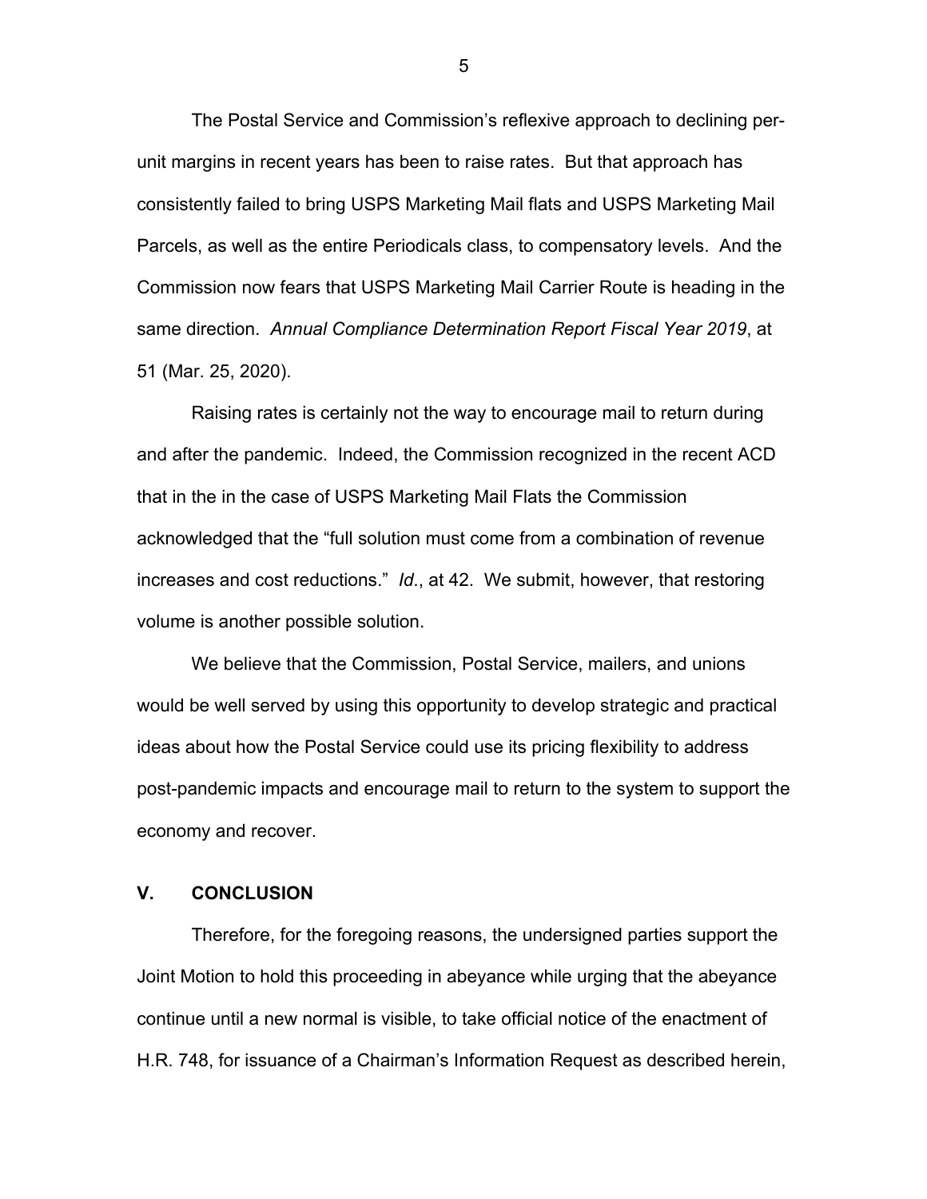The Postal Service and Commission's reflexive approach to declining per-unit margins in recent years has been to raise rates. But that approach has consistently failed to bring USPS Marketing Mail flats and USPS Marketing Mail Parcels, as well as the entire Periodicals class, to compensatory levels. And the Commission now fears that USPS Marketing Mail Carrier Route is heading in the same direction. *Annual Compliance Determination Report Fiscal Year 2019*, at 51 (Mar. 25, 2020).

Raising rates is certainly not the way to encourage mail to return during and after the pandemic. Indeed, the Commission recognized in the recent ACD that in the in the case of USPS Marketing Mail Flats the Commission acknowledged that the "full solution must come from a combination of revenue increases and cost reductions." *Id*., at 42. We submit, however, that restoring volume is another possible solution.

We believe that the Commission, Postal Service, mailers, and unions would be well served by using this opportunity to develop strategic and practical ideas about how the Postal Service could use its pricing flexibility to address post-pandemic impacts and encourage mail to return to the system to support the economy and recover.

## V. CONCLUSION

Therefore, for the foregoing reasons, the undersigned parties support the Joint Motion to hold this proceeding in abeyance while urging that the abeyance continue until a new normal is visible, to take official notice of the enactment of H.R. 748, for issuance of a Chairman's Information Request as described herein,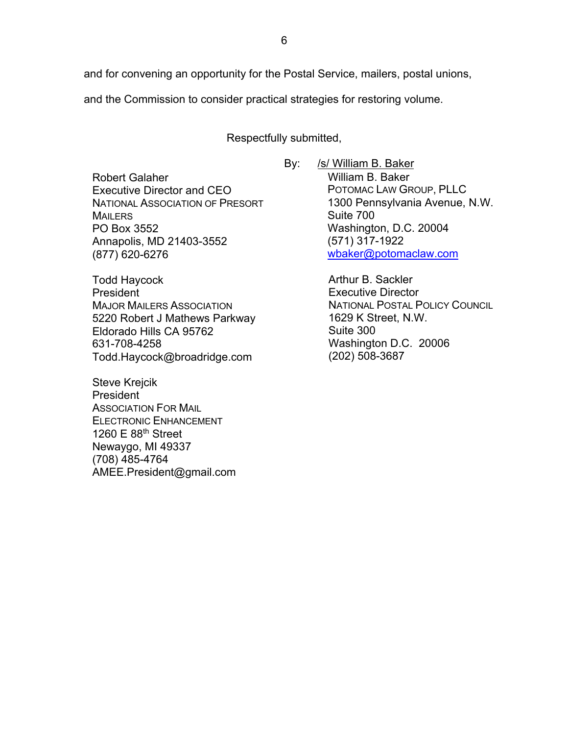and for convening an opportunity for the Postal Service, mailers, postal unions, and the Commission to consider practical strategies for restoring volume.

Respectfully submitted,

By: /s/ William B. Baker
William B. Baker
POTOMAC LAW GROUP, PLLC
1300 Pennsylvania Avenue, N.W.
Suite 700
Washington, D.C. 20004
(571) 317-1922
wbaker@potomaclaw.com

Robert Galaher
Executive Director and CEO
NATIONAL ASSOCIATION OF PRESORT MAILERS
PO Box 3552
Annapolis, MD 21403-3552
(877) 620-6276

Todd Haycock
President
MAJOR MAILERS ASSOCIATION
5220 Robert J Mathews Parkway
Eldorado Hills CA 95762
631-708-4258
Todd.Haycock@broadridge.com

Steve Krejcik
President
ASSOCIATION FOR MAIL ELECTRONIC ENHANCEMENT
1260 E 88th Street
Newaygo, MI 49337
(708) 485-4764
AMEE.President@gmail.com

Arthur B. Sackler
Executive Director
NATIONAL POSTAL POLICY COUNCIL
1629 K Street, N.W.
Suite 300
Washington D.C. 20006
(202) 508-3687